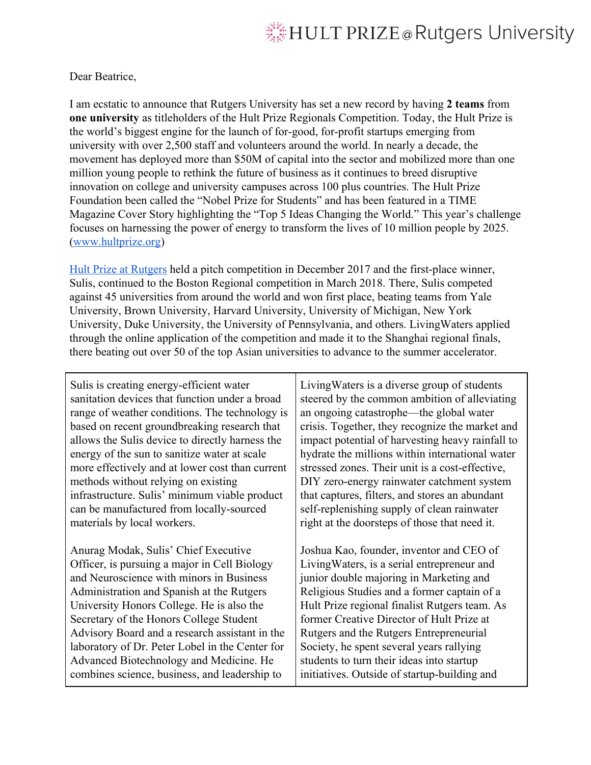Dear Beatrice,

I am ecstatic to announce that Rutgers University has set a new record by having **2 teams** from **one university** as titleholders of the Hult Prize Regionals Competition. Today, the Hult Prize is the world's biggest engine for the launch of for-good, for-profit startups emerging from university with over 2,500 staff and volunteers around the world. In nearly a decade, the movement has deployed more than $50M of capital into the sector and mobilized more than one million young people to rethink the future of business as it continues to breed disruptive innovation on college and university campuses across 100 plus countries. The Hult Prize Foundation been called the "Nobel Prize for Students" and has been featured in a TIME Magazine Cover Story highlighting the "Top 5 Ideas Changing the World." This year's challenge focuses on harnessing the power of energy to transform the lives of 10 million people by 2025. ([www.hultprize.org](http://www.hultprize.org))

[Hult Prize at Rutgers](#) held a pitch competition in December 2017 and the first-place winner, Sulis, continued to the Boston Regional competition in March 2018. There, Sulis competed against 45 universities from around the world and won first place, beating teams from Yale University, Brown University, Harvard University, University of Michigan, New York University, Duke University, the University of Pennsylvania, and others. LivingWaters applied through the online application of the competition and made it to the Shanghai regional finals, there beating out over 50 of the top Asian universities to advance to the summer accelerator.

| Sulis | LivingWaters |
|---|---|
| Sulis is creating energy-efficient water sanitation devices that function under a broad range of weather conditions. The technology is based on recent groundbreaking research that allows the Sulis device to directly harness the energy of the sun to sanitize water at scale more effectively and at lower cost than current methods without relying on existing infrastructure. Sulis' minimum viable product can be manufactured from locally-sourced materials by local workers. | LivingWaters is a diverse group of students steered by the common ambition of alleviating an ongoing catastrophe—the global water crisis. Together, they recognize the market and impact potential of harvesting heavy rainfall to hydrate the millions within international water stressed zones. Their unit is a cost-effective, DIY zero-energy rainwater catchment system that captures, filters, and stores an abundant self-replenishing supply of clean rainwater right at the doorsteps of those that need it. |
| Anurag Modak, Sulis' Chief Executive Officer, is pursuing a major in Cell Biology and Neuroscience with minors in Business Administration and Spanish at the Rutgers University Honors College. He is also the Secretary of the Honors College Student Advisory Board and a research assistant in the laboratory of Dr. Peter Lobel in the Center for Advanced Biotechnology and Medicine. He combines science, business, and leadership to | Joshua Kao, founder, inventor and CEO of LivingWaters, is a serial entrepreneur and junior double majoring in Marketing and Religious Studies and a former captain of a Hult Prize regional finalist Rutgers team. As former Creative Director of Hult Prize at Rutgers and the Rutgers Entrepreneurial Society, he spent several years rallying students to turn their ideas into startup initiatives. Outside of startup-building and |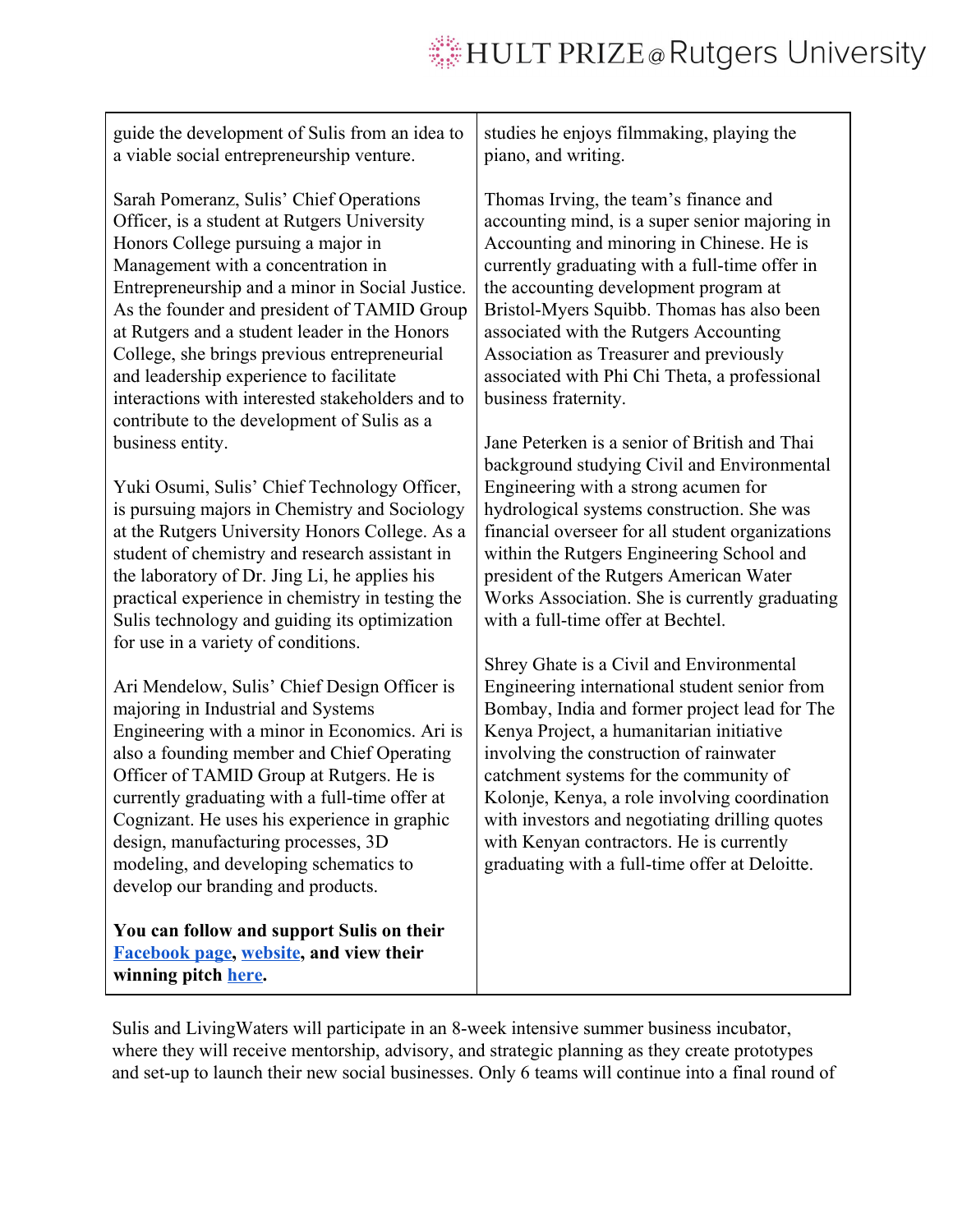guide the development of Sulis from an idea to a viable social entrepreneurship venture.

Sarah Pomeranz, Sulis' Chief Operations Officer, is a student at Rutgers University Honors College pursuing a major in Management with a concentration in Entrepreneurship and a minor in Social Justice. As the founder and president of TAMID Group at Rutgers and a student leader in the Honors College, she brings previous entrepreneurial and leadership experience to facilitate interactions with interested stakeholders and to contribute to the development of Sulis as a business entity.

Yuki Osumi, Sulis' Chief Technology Officer, is pursuing majors in Chemistry and Sociology at the Rutgers University Honors College. As a student of chemistry and research assistant in the laboratory of Dr. Jing Li, he applies his practical experience in chemistry in testing the Sulis technology and guiding its optimization for use in a variety of conditions.

Ari Mendelow, Sulis' Chief Design Officer is majoring in Industrial and Systems Engineering with a minor in Economics. Ari is also a founding member and Chief Operating Officer of TAMID Group at Rutgers. He is currently graduating with a full-time offer at Cognizant. He uses his experience in graphic design, manufacturing processes, 3D modeling, and developing schematics to develop our branding and products.

**You can follow and support Sulis on their [Facebook page](), [website](), and view their winning pitch [here]().**

studies he enjoys filmmaking, playing the piano, and writing.

Thomas Irving, the team's finance and accounting mind, is a super senior majoring in Accounting and minoring in Chinese. He is currently graduating with a full-time offer in the accounting development program at Bristol-Myers Squibb. Thomas has also been associated with the Rutgers Accounting Association as Treasurer and previously associated with Phi Chi Theta, a professional business fraternity.

Jane Peterken is a senior of British and Thai background studying Civil and Environmental Engineering with a strong acumen for hydrological systems construction. She was financial overseer for all student organizations within the Rutgers Engineering School and president of the Rutgers American Water Works Association. She is currently graduating with a full-time offer at Bechtel.

Shrey Ghate is a Civil and Environmental Engineering international student senior from Bombay, India and former project lead for The Kenya Project, a humanitarian initiative involving the construction of rainwater catchment systems for the community of Kolonje, Kenya, a role involving coordination with investors and negotiating drilling quotes with Kenyan contractors. He is currently graduating with a full-time offer at Deloitte.

Sulis and LivingWaters will participate in an 8-week intensive summer business incubator, where they will receive mentorship, advisory, and strategic planning as they create prototypes and set-up to launch their new social businesses. Only 6 teams will continue into a final round of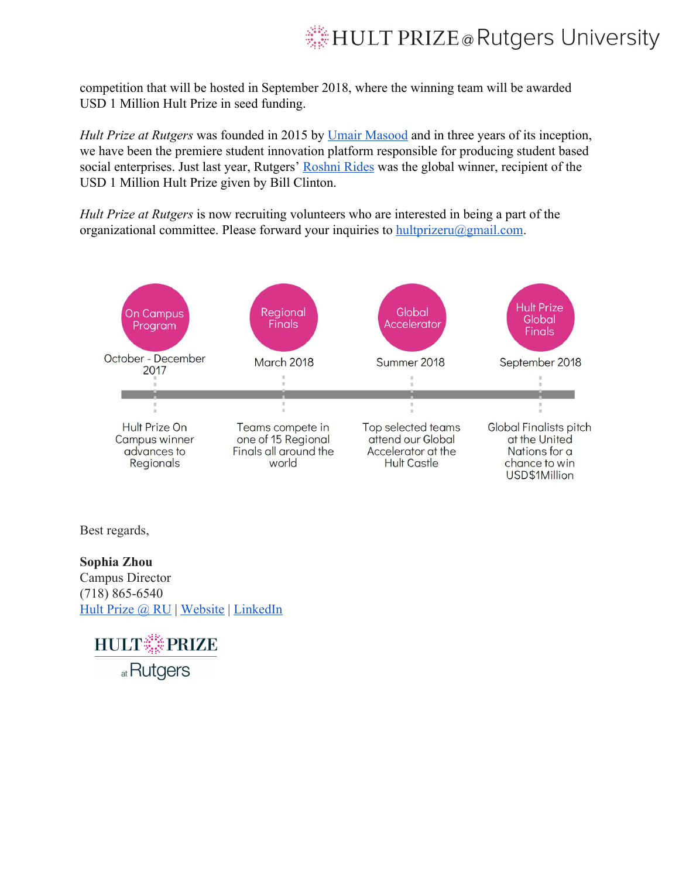competition that will be hosted in September 2018, where the winning team will be awarded USD 1 Million Hult Prize in seed funding.

*Hult Prize at Rutgers* was founded in 2015 by Umair Masood and in three years of its inception, we have been the premiere student innovation platform responsible for producing student based social enterprises. Just last year, Rutgers' Roshni Rides was the global winner, recipient of the USD 1 Million Hult Prize given by Bill Clinton.

*Hult Prize at Rutgers* is now recruiting volunteers who are interested in being a part of the organizational committee. Please forward your inquiries to hultprizeru@gmail.com.

On Campus Program
October - December 2017
Hult Prize On Campus winner advances to Regionals

Regional Finals
March 2018
Teams compete in one of 15 Regional Finals all around the world

Global Accelerator
Summer 2018
Top selected teams attend our Global Accelerator at the Hult Castle

Hult Prize Global Finals
September 2018
Global Finalists pitch at the United Nations for a chance to win USD$1Million

Best regards,

**Sophia Zhou**
Campus Director
(718) 865-6540
Hult Prize @ RU | Website | LinkedIn

HULT PRIZE
at Rutgers